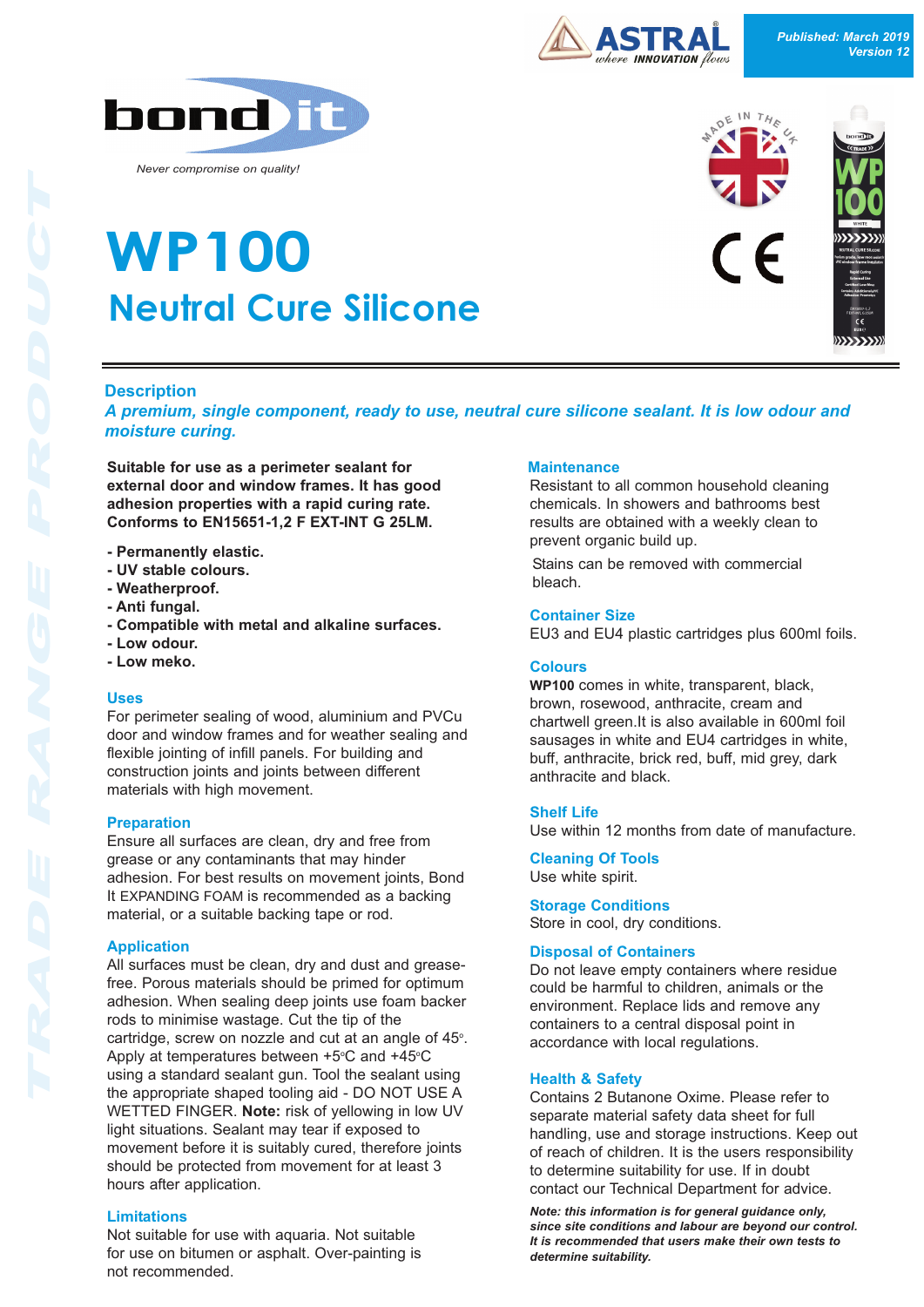Published: March 2019
Version 12

Never compromise on quality!

# WP100

## Neutral Cure Silicone

### Description

***A premium, single component, ready to use, neutral cure silicone sealant. It is low odour and moisture curing.***

**Suitable for use as a perimeter sealant for external door and window frames. It has good adhesion properties with a rapid curing rate. Conforms to EN15651-1,2 F EXT-INT G 25LM.**

- **Permanently elastic.**
- **UV stable colours.**
- **Weatherproof.**
- **Anti fungal.**
- **Compatible with metal and alkaline surfaces.**
- **Low odour.**
- **Low meko.**

### Uses

For perimeter sealing of wood, aluminium and PVCu door and window frames and for weather sealing and flexible jointing of infill panels. For building and construction joints and joints between different materials with high movement.

### Preparation

Ensure all surfaces are clean, dry and free from grease or any contaminants that may hinder adhesion. For best results on movement joints, Bond It EXPANDING FOAM is recommended as a backing material, or a suitable backing tape or rod.

### Application

All surfaces must be clean, dry and dust and grease-free. Porous materials should be primed for optimum adhesion. When sealing deep joints use foam backer rods to minimise wastage. Cut the tip of the cartridge, screw on nozzle and cut at an angle of 45°. Apply at temperatures between +5°C and +45°C using a standard sealant gun. Tool the sealant using the appropriate shaped tooling aid - DO NOT USE A WETTED FINGER. **Note:** risk of yellowing in low UV light situations. Sealant may tear if exposed to movement before it is suitably cured, therefore joints should be protected from movement for at least 3 hours after application.

### Limitations

Not suitable for use with aquaria. Not suitable for use on bitumen or asphalt. Over-painting is not recommended.

### Maintenance

Resistant to all common household cleaning chemicals. In showers and bathrooms best results are obtained with a weekly clean to prevent organic build up.

Stains can be removed with commercial bleach.

### Container Size

EU3 and EU4 plastic cartridges plus 600ml foils.

### Colours

**WP100** comes in white, transparent, black, brown, rosewood, anthracite, cream and chartwell green.It is also available in 600ml foil sausages in white and EU4 cartridges in white, buff, anthracite, brick red, buff, mid grey, dark anthracite and black.

### Shelf Life

Use within 12 months from date of manufacture.

### Cleaning Of Tools

Use white spirit.

### Storage Conditions

Store in cool, dry conditions.

### Disposal of Containers

Do not leave empty containers where residue could be harmful to children, animals or the environment. Replace lids and remove any containers to a central disposal point in accordance with local regulations.

### Health & Safety

Contains 2 Butanone Oxime. Please refer to separate material safety data sheet for full handling, use and storage instructions. Keep out of reach of children. It is the users responsibility to determine suitability for use. If in doubt contact our Technical Department for advice.

***Note: this information is for general guidance only, since site conditions and labour are beyond our control. It is recommended that users make their own tests to determine suitability.***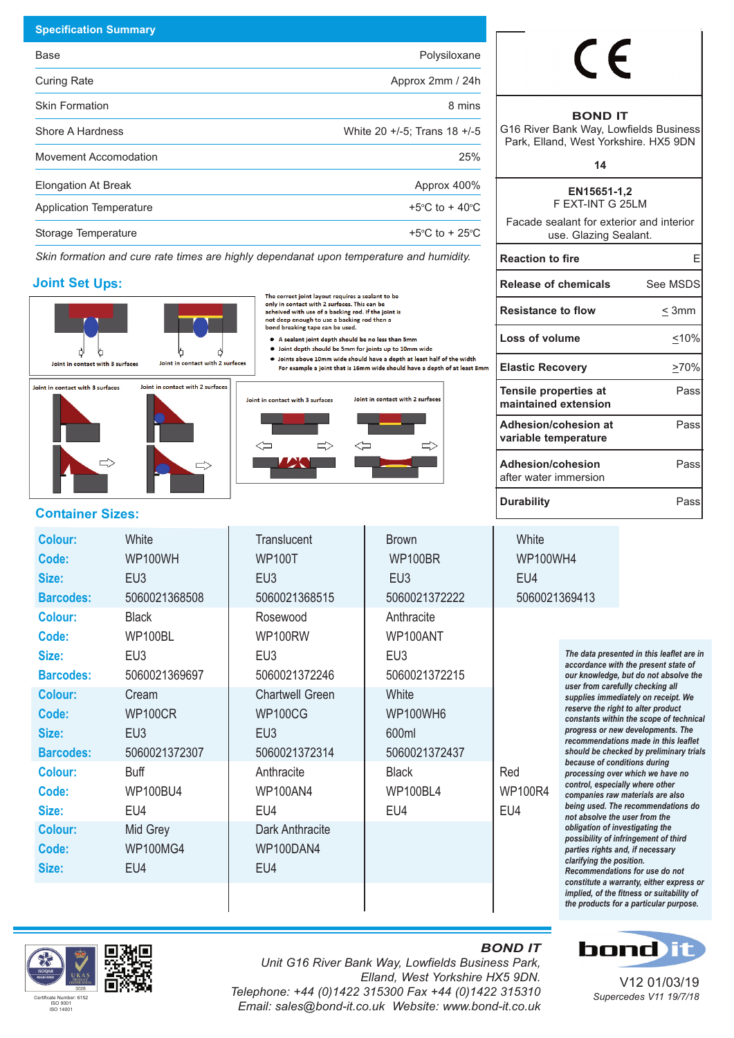## Specification Summary

| | |
|---|---|
| Base | Polysiloxane |
| Curing Rate | Approx 2mm / 24h |
| Skin Formation | 8 mins |
| Shore A Hardness | White 20 +/-5; Trans 18 +/-5 |
| Movement Accomodation | 25% |
| Elongation At Break | Approx 400% |
| Application Temperature | +5°C to + 40°C |
| Storage Temperature | +5°C to + 25°C |

*Skin formation and cure rate times are highly dependanat upon temperature and humidity.*

CE

**BOND IT**
G16 River Bank Way, Lowfields Business Park, Elland, West Yorkshire. HX5 9DN

**14**

**EN15651-1,2**
F EXT-INT G 25LM

Facade sealant for exterior and interior use. Glazing Sealant.

| | |
|---|---|
| **Reaction to fire** | E |
| **Release of chemicals** | See MSDS |
| **Resistance to flow** | ≤ 3mm |
| **Loss of volume** | ≤10% |
| **Elastic Recovery** | ≥70% |
| **Tensile properties at maintained extension** | Pass |
| **Adhesion/cohesion at variable temperature** | Pass |
| **Adhesion/cohesion** after water immersion | Pass |
| **Durability** | Pass |

## Joint Set Ups:

Joint in contact with 3 surfaces
Joint in contact with 2 surfaces

The correct joint layout requires a sealant to be only in contact with 2 surfaces. This can be acheived with use of a backing rod. If the joint is not deep enough to use a backing rod then a bond breaking tape can be used.

- A sealant joint depth should be no less than 5mm
- Joint depth should be 5mm for joints up to 10mm wide
- Joints above 10mm wide should have a depth at least half of the width
  For example a joint that is 16mm wide should have a depth of at least 8mm

Joint in contact with 3 surfaces
Joint in contact with 2 surfaces

Joint in contact with 3 surfaces
Joint in contact with 2 surfaces

## Container Sizes:

| | | | | |
|---|---|---|---|---|
| **Colour:** | White | Translucent | Brown | White |
| **Code:** | WP100WH | WP100T | WP100BR | WP100WH4 |
| **Size:** | EU3 | EU3 | EU3 | EU4 |
| **Barcodes:** | 5060021368508 | 5060021368515 | 5060021372222 | 5060021369413 |
| **Colour:** | Black | Rosewood | Anthracite | |
| **Code:** | WP100BL | WP100RW | WP100ANT | |
| **Size:** | EU3 | EU3 | EU3 | |
| **Barcodes:** | 5060021369697 | 5060021372246 | 5060021372215 | |
| **Colour:** | Cream | Chartwell Green | White | |
| **Code:** | WP100CR | WP100CG | WP100WH6 | |
| **Size:** | EU3 | EU3 | 600ml | |
| **Barcodes:** | 5060021372307 | 5060021372314 | 5060021372437 | |
| **Colour:** | Buff | Anthracite | Black | Red |
| **Code:** | WP100BU4 | WP100AN4 | WP100BL4 | WP100R4 |
| **Size:** | EU4 | EU4 | EU4 | EU4 |
| **Colour:** | Mid Grey | Dark Anthracite | | |
| **Code:** | WP100MG4 | WP100DAN4 | | |
| **Size:** | EU4 | EU4 | | |

*The data presented in this leaflet are in accordance with the present state of our knowledge, but do not absolve the user from carefully checking all supplies immediately on receipt. We reserve the right to alter product constants within the scope of technical progress or new developments. The recommendations made in this leaflet should be checked by preliminary trials because of conditions during processing over which we have no control, especially where other companies raw materials are also being used. The recommendations do not absolve the user from the obligation of investigating the possibility of infringement of third parties rights and, if necessary clarifying the position. Recommendations for use do not constitute a warranty, either express or implied, of the fitness or suitability of the products for a particular purpose.*

Certificate Number: 6152
ISO 9001
ISO 14001

***BOND IT***
*Unit G16 River Bank Way, Lowfields Business Park,*
*Elland, West Yorkshire HX5 9DN.*
*Telephone: +44 (0)1422 315300 Fax +44 (0)1422 315310*
*Email: sales@bond-it.co.uk Website: www.bond-it.co.uk*

bond it

V12 01/03/19
*Supercedes V11 19/7/18*